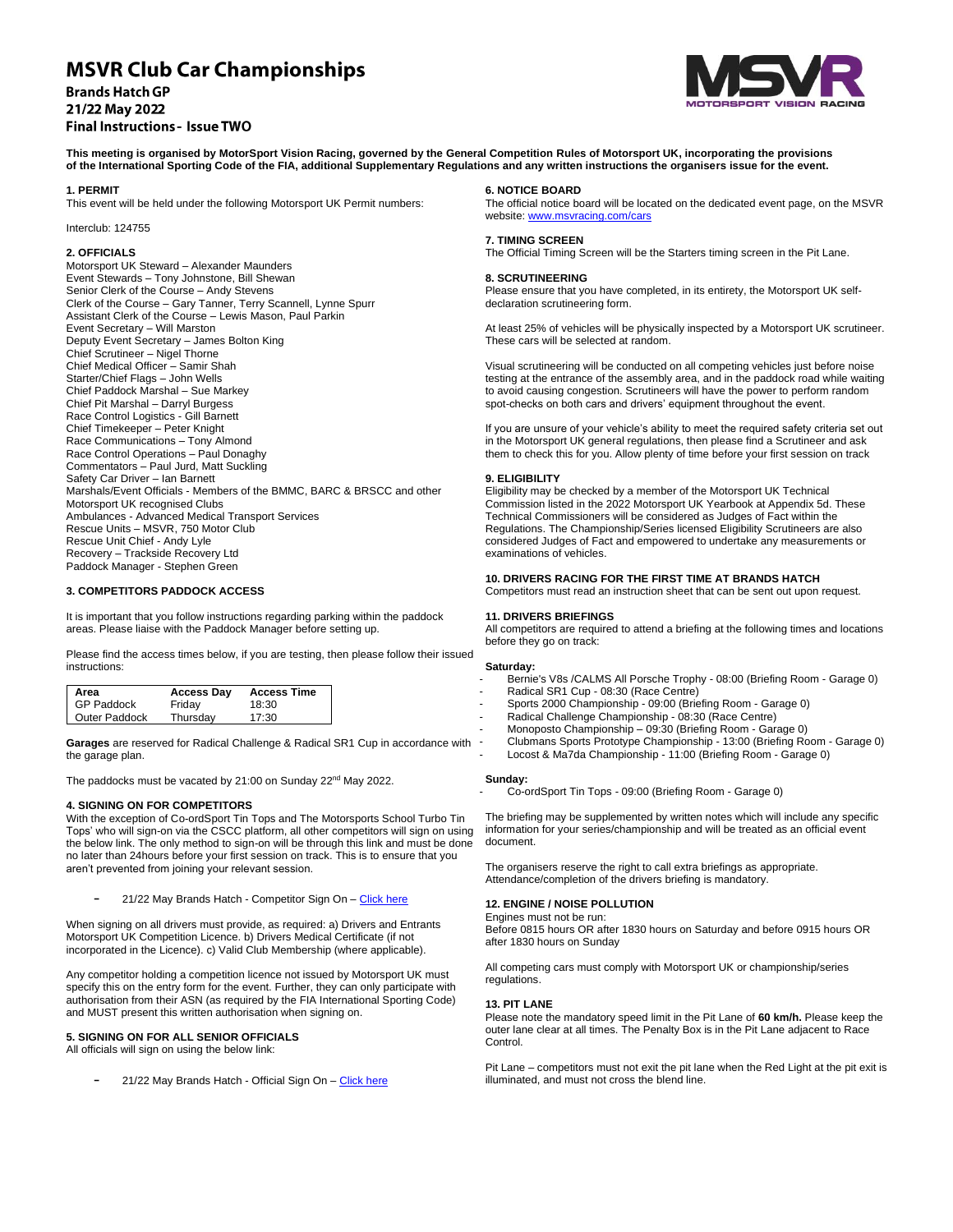# MSVR Club Car Championships

## Brands Hatch GP
## 21/22 May 2022
## Final Instructions - Issue TWO

**This meeting is organised by MotorSport Vision Racing, governed by the General Competition Rules of Motorsport UK, incorporating the provisions of the International Sporting Code of the FIA, additional Supplementary Regulations and any written instructions the organisers issue for the event.**

### 1. PERMIT

This event will be held under the following Motorsport UK Permit numbers:

Interclub: 124755

### 2. OFFICIALS

Motorsport UK Steward – Alexander Maunders
Event Stewards – Tony Johnstone, Bill Shewan
Senior Clerk of the Course – Andy Stevens
Clerk of the Course – Gary Tanner, Terry Scannell, Lynne Spurr
Assistant Clerk of the Course – Lewis Mason, Paul Parkin
Event Secretary – Will Marston
Deputy Event Secretary – James Bolton King
Chief Scrutineer – Nigel Thorne
Chief Medical Officer – Samir Shah
Starter/Chief Flags – John Wells
Chief Paddock Marshal – Sue Markey
Chief Pit Marshal – Darryl Burgess
Race Control Logistics - Gill Barnett
Chief Timekeeper – Peter Knight
Race Communications – Tony Almond
Race Control Operations – Paul Donaghy
Commentators – Paul Jurd, Matt Suckling
Safety Car Driver – Ian Barnett
Marshals/Event Officials - Members of the BMMC, BARC & BRSCC and other Motorsport UK recognised Clubs
Ambulances - Advanced Medical Transport Services
Rescue Units – MSVR, 750 Motor Club
Rescue Unit Chief - Andy Lyle
Recovery – Trackside Recovery Ltd
Paddock Manager - Stephen Green

### 3. COMPETITORS PADDOCK ACCESS

It is important that you follow instructions regarding parking within the paddock areas. Please liaise with the Paddock Manager before setting up.

Please find the access times below, if you are testing, then please follow their issued instructions:

| Area | Access Day | Access Time |
|---|---|---|
| GP Paddock | Friday | 18:30 |
| Outer Paddock | Thursday | 17:30 |

**Garages** are reserved for Radical Challenge & Radical SR1 Cup in accordance with the garage plan.

The paddocks must be vacated by 21:00 on Sunday 22nd May 2022.

### 4. SIGNING ON FOR COMPETITORS

With the exception of Co-ordSport Tin Tops and The Motorsports School Turbo Tin Tops' who will sign-on via the CSCC platform, all other competitors will sign on using the below link. The only method to sign-on will be through this link and must be done no later than 24hours before your first session on track. This is to ensure that you aren't prevented from joining your relevant session.

- 21/22 May Brands Hatch - Competitor Sign On – Click here

When signing on all drivers must provide, as required: a) Drivers and Entrants Motorsport UK Competition Licence. b) Drivers Medical Certificate (if not incorporated in the Licence). c) Valid Club Membership (where applicable).

Any competitor holding a competition licence not issued by Motorsport UK must specify this on the entry form for the event. Further, they can only participate with authorisation from their ASN (as required by the FIA International Sporting Code) and MUST present this written authorisation when signing on.

### 5. SIGNING ON FOR ALL SENIOR OFFICIALS

All officials will sign on using the below link:

- 21/22 May Brands Hatch - Official Sign On – Click here

### 6. NOTICE BOARD

The official notice board will be located on the dedicated event page, on the MSVR website: www.msvracing.com/cars

### 7. TIMING SCREEN

The Official Timing Screen will be the Starters timing screen in the Pit Lane.

### 8. SCRUTINEERING

Please ensure that you have completed, in its entirety, the Motorsport UK self-declaration scrutineering form.

At least 25% of vehicles will be physically inspected by a Motorsport UK scrutineer. These cars will be selected at random.

Visual scrutineering will be conducted on all competing vehicles just before noise testing at the entrance of the assembly area, and in the paddock road while waiting to avoid causing congestion. Scrutineers will have the power to perform random spot-checks on both cars and drivers' equipment throughout the event.

If you are unsure of your vehicle's ability to meet the required safety criteria set out in the Motorsport UK general regulations, then please find a Scrutineer and ask them to check this for you. Allow plenty of time before your first session on track

### 9. ELIGIBILITY

Eligibility may be checked by a member of the Motorsport UK Technical Commission listed in the 2022 Motorsport UK Yearbook at Appendix 5d. These Technical Commissioners will be considered as Judges of Fact within the Regulations. The Championship/Series licensed Eligibility Scrutineers are also considered Judges of Fact and empowered to undertake any measurements or examinations of vehicles.

### 10. DRIVERS RACING FOR THE FIRST TIME AT BRANDS HATCH

Competitors must read an instruction sheet that can be sent out upon request.

### 11. DRIVERS BRIEFINGS

All competitors are required to attend a briefing at the following times and locations before they go on track:

**Saturday:**

- Bernie's V8s /CALMS All Porsche Trophy - 08:00 (Briefing Room - Garage 0)
- Radical SR1 Cup - 08:30 (Race Centre)
- Sports 2000 Championship - 09:00 (Briefing Room - Garage 0)
- Radical Challenge Championship - 08:30 (Race Centre)
- Monoposto Championship – 09:30 (Briefing Room - Garage 0)
- Clubmans Sports Prototype Championship - 13:00 (Briefing Room - Garage 0)
- Locost & Ma7da Championship - 11:00 (Briefing Room - Garage 0)

**Sunday:**

- Co-ordSport Tin Tops - 09:00 (Briefing Room - Garage 0)

The briefing may be supplemented by written notes which will include any specific information for your series/championship and will be treated as an official event document.

The organisers reserve the right to call extra briefings as appropriate. Attendance/completion of the drivers briefing is mandatory.

### 12. ENGINE / NOISE POLLUTION

Engines must not be run:
Before 0815 hours OR after 1830 hours on Saturday and before 0915 hours OR after 1830 hours on Sunday

All competing cars must comply with Motorsport UK or championship/series regulations.

### 13. PIT LANE

Please note the mandatory speed limit in the Pit Lane of **60 km/h.** Please keep the outer lane clear at all times. The Penalty Box is in the Pit Lane adjacent to Race Control.

Pit Lane – competitors must not exit the pit lane when the Red Light at the pit exit is illuminated, and must not cross the blend line.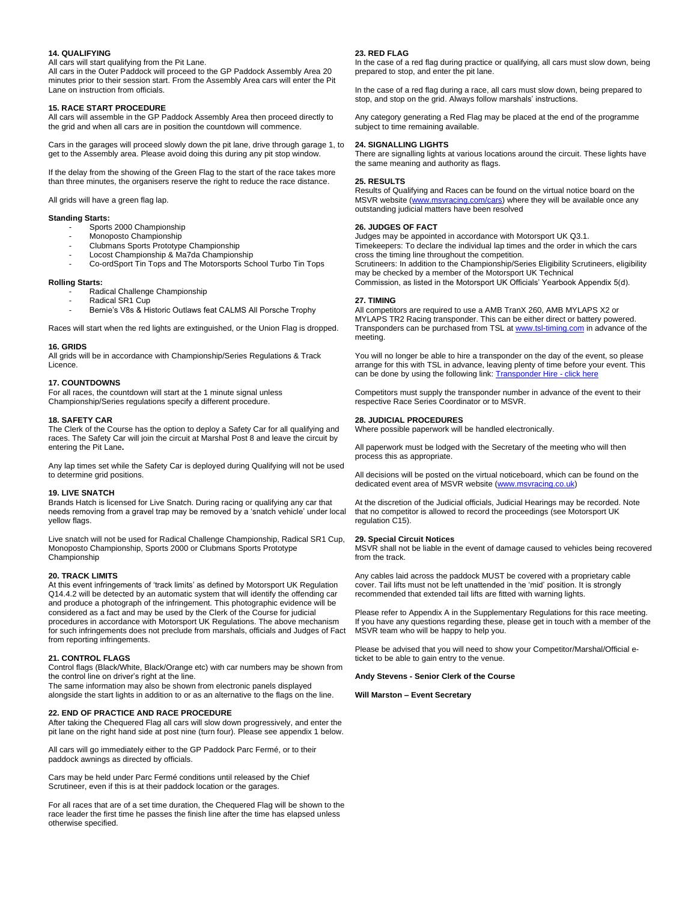**14. QUALIFYING**
All cars will start qualifying from the Pit Lane.
All cars in the Outer Paddock will proceed to the GP Paddock Assembly Area 20 minutes prior to their session start. From the Assembly Area cars will enter the Pit Lane on instruction from officials.

**15. RACE START PROCEDURE**
All cars will assemble in the GP Paddock Assembly Area then proceed directly to the grid and when all cars are in position the countdown will commence.

Cars in the garages will proceed slowly down the pit lane, drive through garage 1, to get to the Assembly area. Please avoid doing this during any pit stop window.

If the delay from the showing of the Green Flag to the start of the race takes more than three minutes, the organisers reserve the right to reduce the race distance.

All grids will have a green flag lap.

**Standing Starts:**

- Sports 2000 Championship
- Monoposto Championship
- Clubmans Sports Prototype Championship
- Locost Championship & Ma7da Championship
- Co-ordSport Tin Tops and The Motorsports School Turbo Tin Tops

**Rolling Starts:**

- Radical Challenge Championship
- Radical SR1 Cup
- Bernie's V8s & Historic Outlaws feat CALMS All Porsche Trophy

Races will start when the red lights are extinguished, or the Union Flag is dropped.

**16. GRIDS**
All grids will be in accordance with Championship/Series Regulations & Track Licence.

**17. COUNTDOWNS**
For all races, the countdown will start at the 1 minute signal unless Championship/Series regulations specify a different procedure.

**18. SAFETY CAR**
The Clerk of the Course has the option to deploy a Safety Car for all qualifying and races. The Safety Car will join the circuit at Marshal Post 8 and leave the circuit by entering the Pit Lane**.**

Any lap times set while the Safety Car is deployed during Qualifying will not be used to determine grid positions.

**19. LIVE SNATCH**
Brands Hatch is licensed for Live Snatch. During racing or qualifying any car that needs removing from a gravel trap may be removed by a 'snatch vehicle' under local yellow flags.

Live snatch will not be used for Radical Challenge Championship, Radical SR1 Cup, Monoposto Championship, Sports 2000 or Clubmans Sports Prototype Championship

**20. TRACK LIMITS**
At this event infringements of 'track limits' as defined by Motorsport UK Regulation Q14.4.2 will be detected by an automatic system that will identify the offending car and produce a photograph of the infringement. This photographic evidence will be considered as a fact and may be used by the Clerk of the Course for judicial procedures in accordance with Motorsport UK Regulations. The above mechanism for such infringements does not preclude from marshals, officials and Judges of Fact from reporting infringements.

**21. CONTROL FLAGS**
Control flags (Black/White, Black/Orange etc) with car numbers may be shown from the control line on driver's right at the line.
The same information may also be shown from electronic panels displayed alongside the start lights in addition to or as an alternative to the flags on the line.

**22. END OF PRACTICE AND RACE PROCEDURE**
After taking the Chequered Flag all cars will slow down progressively, and enter the pit lane on the right hand side at post nine (turn four). Please see appendix 1 below.

All cars will go immediately either to the GP Paddock Parc Fermé, or to their paddock awnings as directed by officials.

Cars may be held under Parc Fermé conditions until released by the Chief Scrutineer, even if this is at their paddock location or the garages.

For all races that are of a set time duration, the Chequered Flag will be shown to the race leader the first time he passes the finish line after the time has elapsed unless otherwise specified.

**23. RED FLAG**
In the case of a red flag during practice or qualifying, all cars must slow down, being prepared to stop, and enter the pit lane.

In the case of a red flag during a race, all cars must slow down, being prepared to stop, and stop on the grid. Always follow marshals' instructions.

Any category generating a Red Flag may be placed at the end of the programme subject to time remaining available.

**24. SIGNALLING LIGHTS**
There are signalling lights at various locations around the circuit. These lights have the same meaning and authority as flags.

**25. RESULTS**
Results of Qualifying and Races can be found on the virtual notice board on the MSVR website (www.msvracing.com/cars) where they will be available once any outstanding judicial matters have been resolved

**26. JUDGES OF FACT**
Judges may be appointed in accordance with Motorsport UK Q3.1.
Timekeepers: To declare the individual lap times and the order in which the cars cross the timing line throughout the competition.
Scrutineers: In addition to the Championship/Series Eligibility Scrutineers, eligibility may be checked by a member of the Motorsport UK Technical Commission, as listed in the Motorsport UK Officials' Yearbook Appendix 5(d).

**27. TIMING**
All competitors are required to use a AMB TranX 260, AMB MYLAPS X2 or MYLAPS TR2 Racing transponder. This can be either direct or battery powered. Transponders can be purchased from TSL at www.tsl-timing.com in advance of the meeting.

You will no longer be able to hire a transponder on the day of the event, so please arrange for this with TSL in advance, leaving plenty of time before your event. This can be done by using the following link: Transponder Hire - click here

Competitors must supply the transponder number in advance of the event to their respective Race Series Coordinator or to MSVR.

**28. JUDICIAL PROCEDURES**
Where possible paperwork will be handled electronically.

All paperwork must be lodged with the Secretary of the meeting who will then process this as appropriate.

All decisions will be posted on the virtual noticeboard, which can be found on the dedicated event area of MSVR website (www.msvracing.co.uk)

At the discretion of the Judicial officials, Judicial Hearings may be recorded. Note that no competitor is allowed to record the proceedings (see Motorsport UK regulation C15).

**29. Special Circuit Notices**
MSVR shall not be liable in the event of damage caused to vehicles being recovered from the track.

Any cables laid across the paddock MUST be covered with a proprietary cable cover. Tail lifts must not be left unattended in the 'mid' position. It is strongly recommended that extended tail lifts are fitted with warning lights.

Please refer to Appendix A in the Supplementary Regulations for this race meeting. If you have any questions regarding these, please get in touch with a member of the MSVR team who will be happy to help you.

Please be advised that you will need to show your Competitor/Marshal/Official e-ticket to be able to gain entry to the venue.

**Andy Stevens - Senior Clerk of the Course**

**Will Marston – Event Secretary**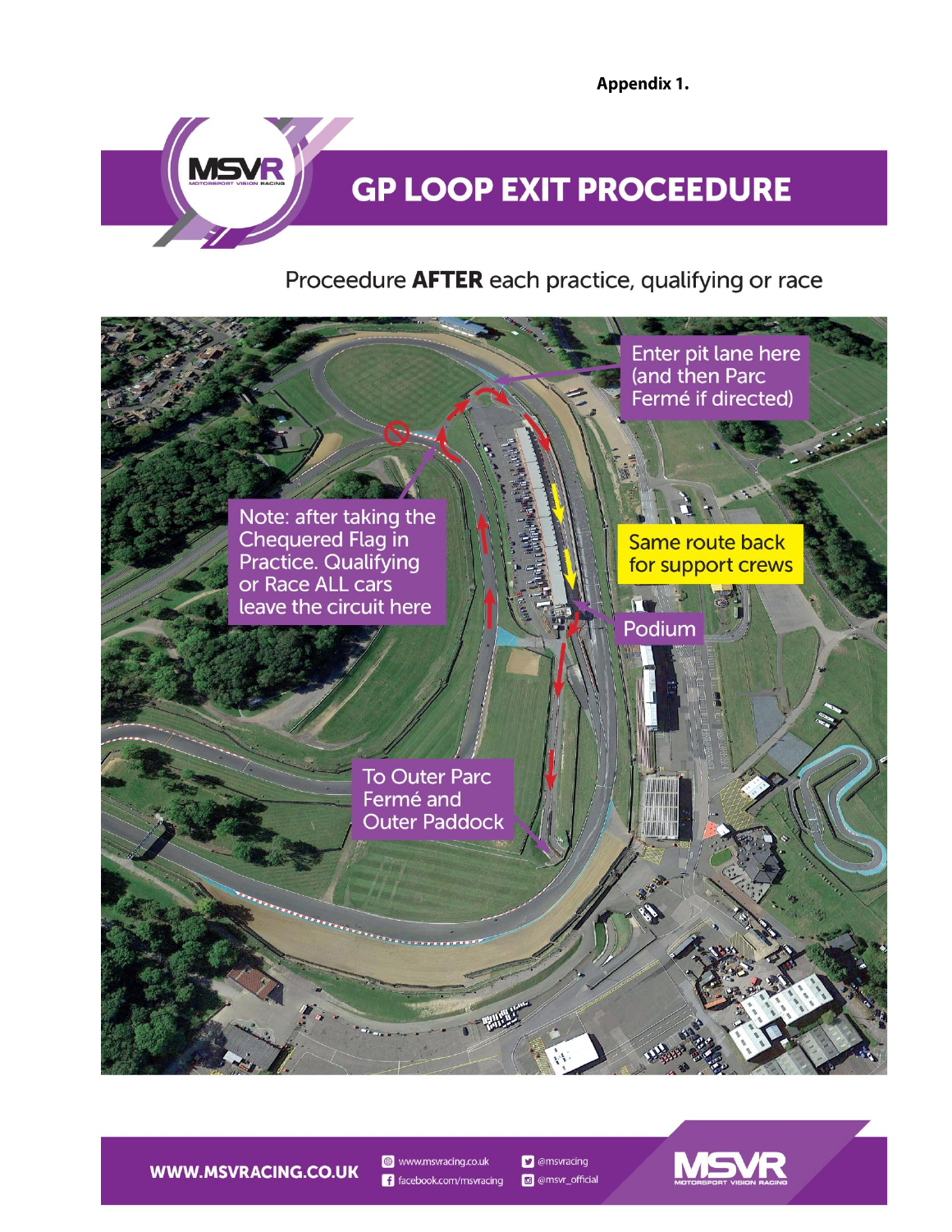**Appendix 1.**

# GP LOOP EXIT PROCEEDURE

Proceedure **AFTER** each practice, qualifying or race

Enter pit lane here (and then Parc Fermé if directed)

Note: after taking the Chequered Flag in Practice. Qualifying or Race ALL cars leave the circuit here

Same route back for support crews

Podium

To Outer Parc Fermé and Outer Paddock

**WWW.MSVRACING.CO.UK**

www.msvracing.co.uk

facebook.com/msvracing

@msvracing

@msvr_official